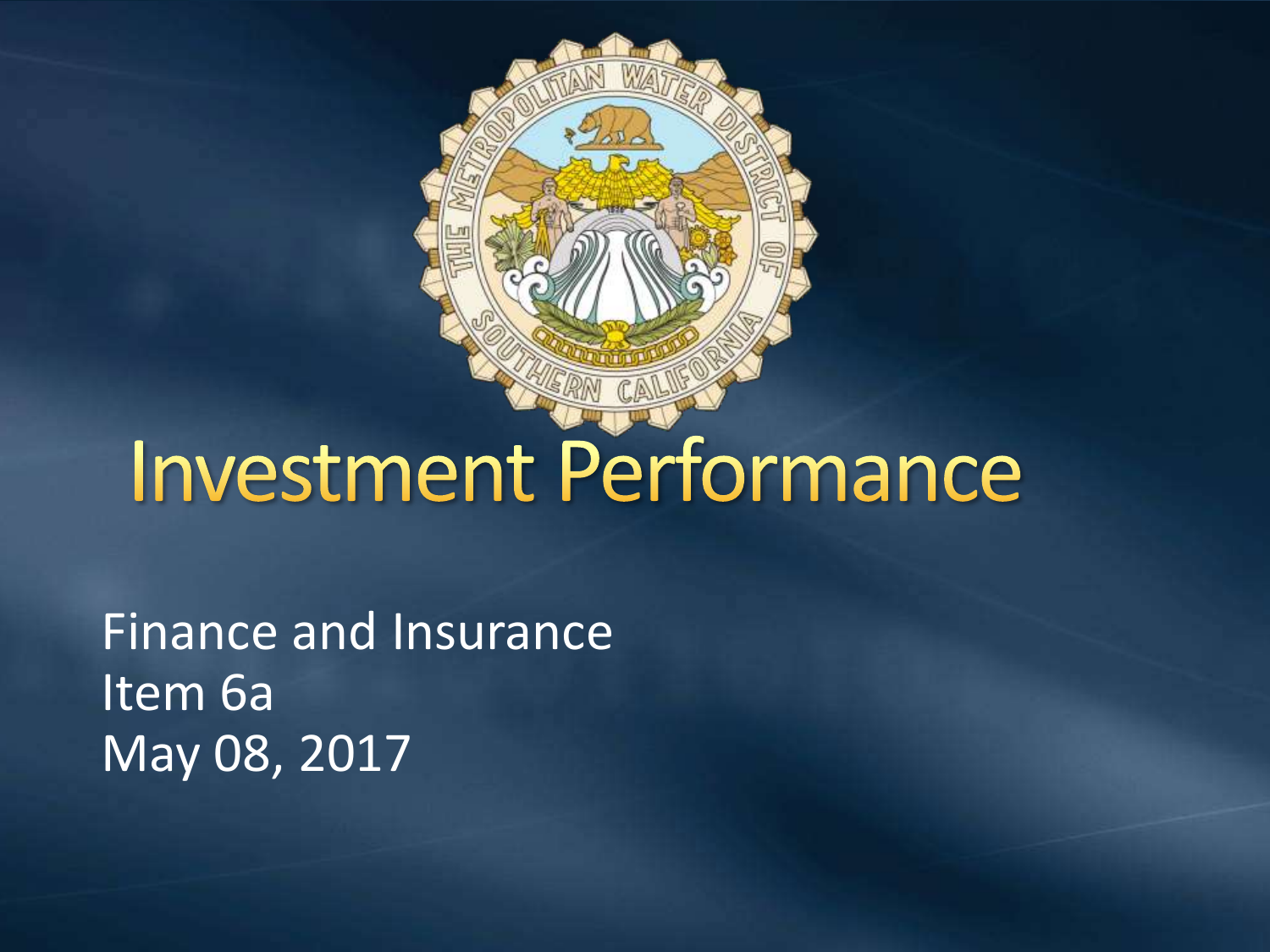# Investment Performance

Finance and Insurance
Item 6a
May 08, 2017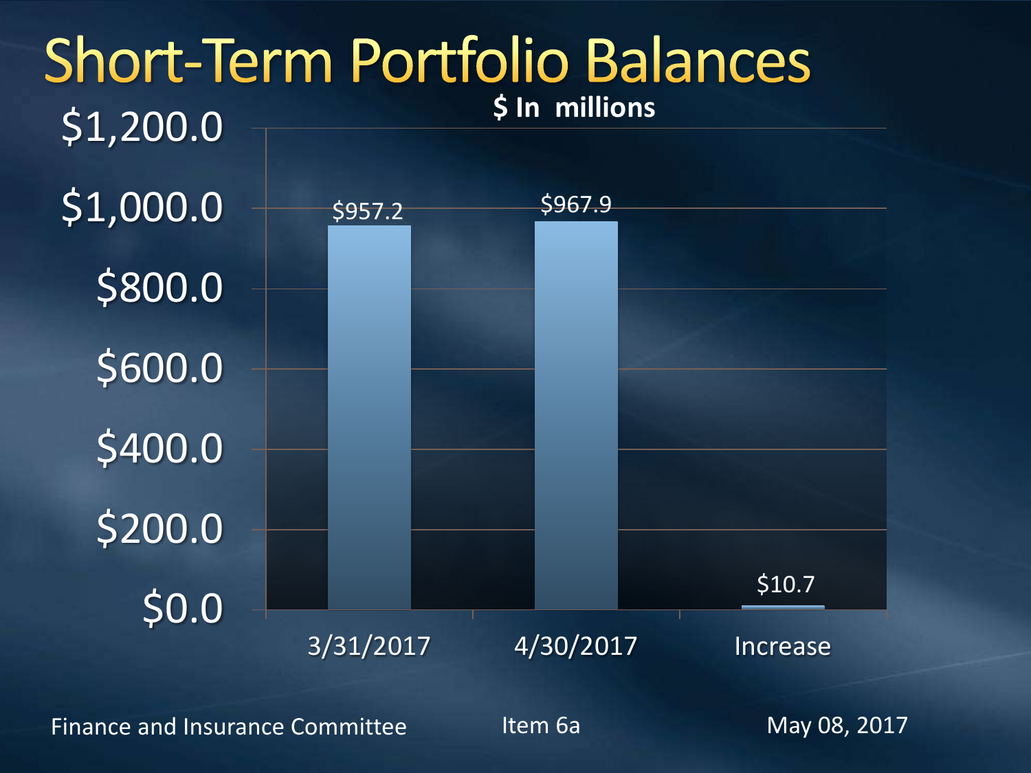# Short-Term Portfolio Balances

**$ In millions**

| | 3/31/2017 | 4/30/2017 | Increase |
|---|---|---|---|
| Balance | $957.2 | $967.9 | $10.7 |

Finance and Insurance Committee

Item 6a

May 08, 2017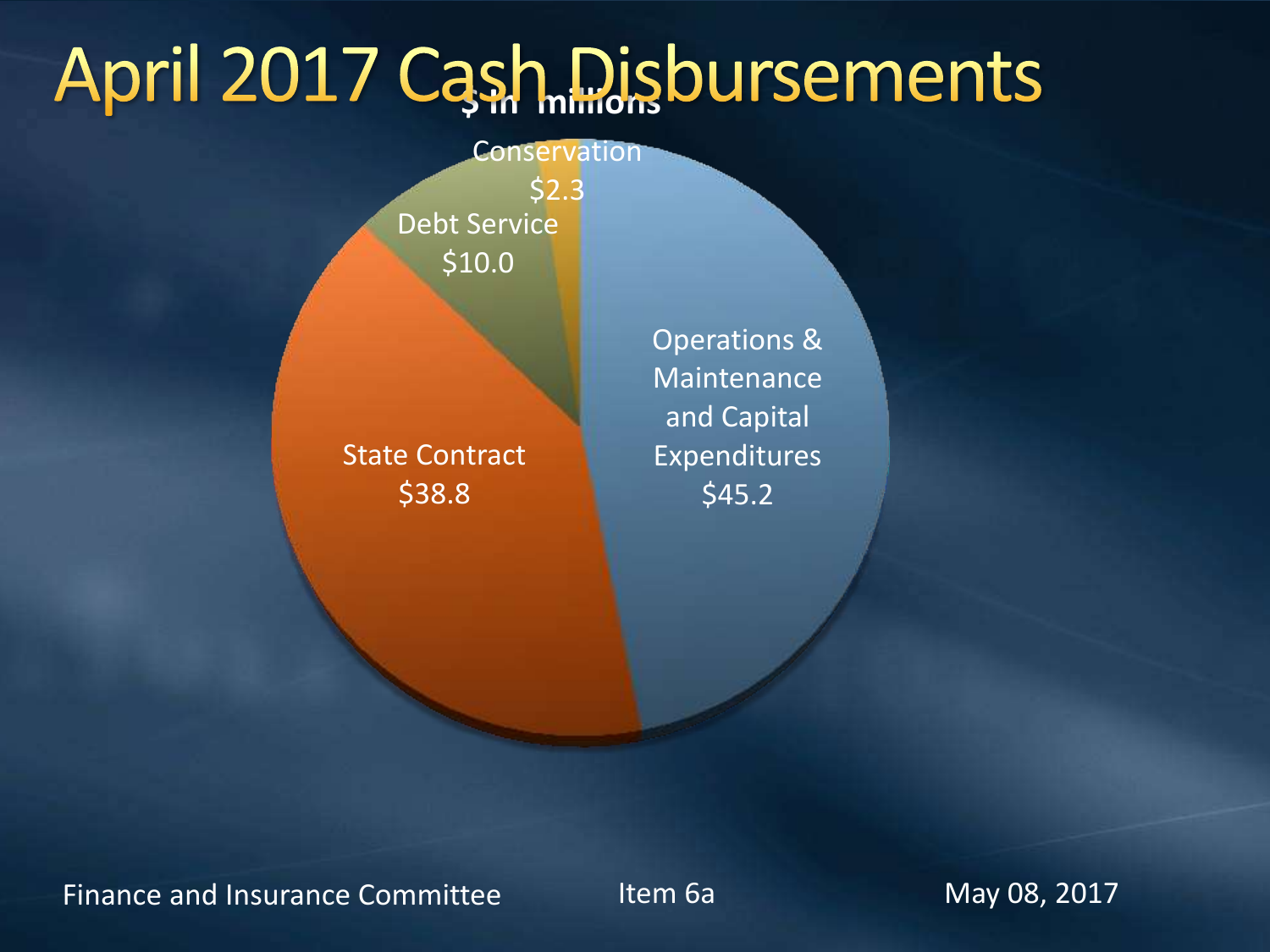# April 2017 Cash Disbursements

**$ in millions**

Conservation $2.3

Debt Service $10.0

State Contract $38.8

Operations & Maintenance and Capital Expenditures $45.2

Finance and Insurance Committee | Item 6a | May 08, 2017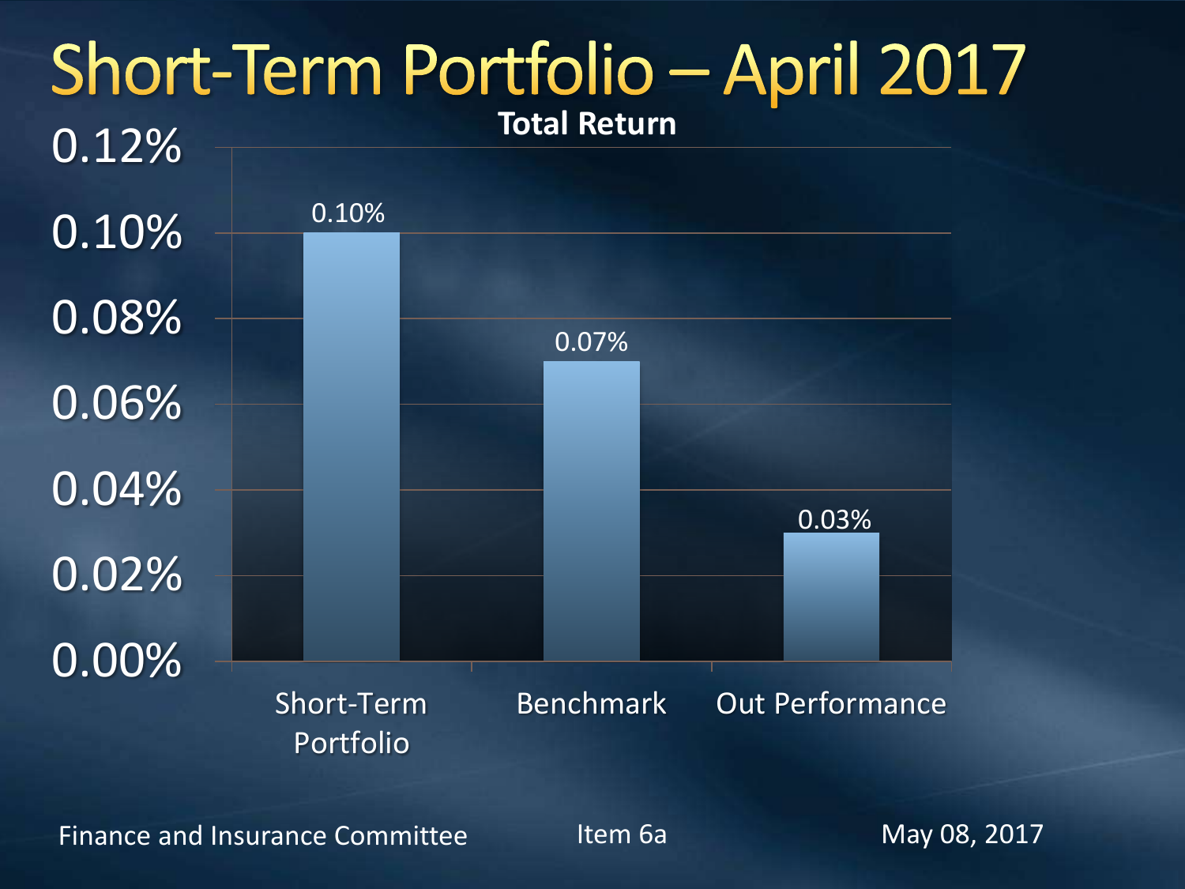# Short-Term Portfolio – April 2017

**Total Return**

| | Total Return |
|---|---|
| Short-Term Portfolio | 0.10% |
| Benchmark | 0.07% |
| Out Performance | 0.03% |

Finance and Insurance Committee    Item 6a    May 08, 2017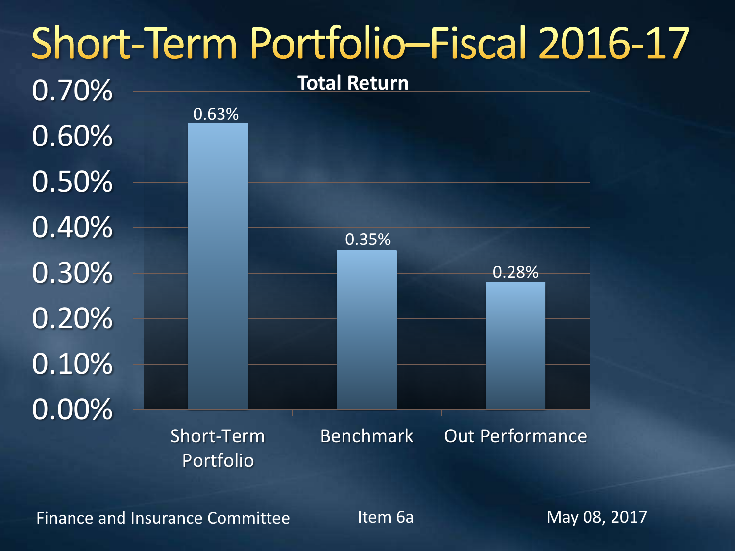# Short-Term Portfolio–Fiscal 2016-17

**Total Return**

| | Total Return |
|---|---|
| Short-Term Portfolio | 0.63% |
| Benchmark | 0.35% |
| Out Performance | 0.28% |

Finance and Insurance Committee | Item 6a | May 08, 2017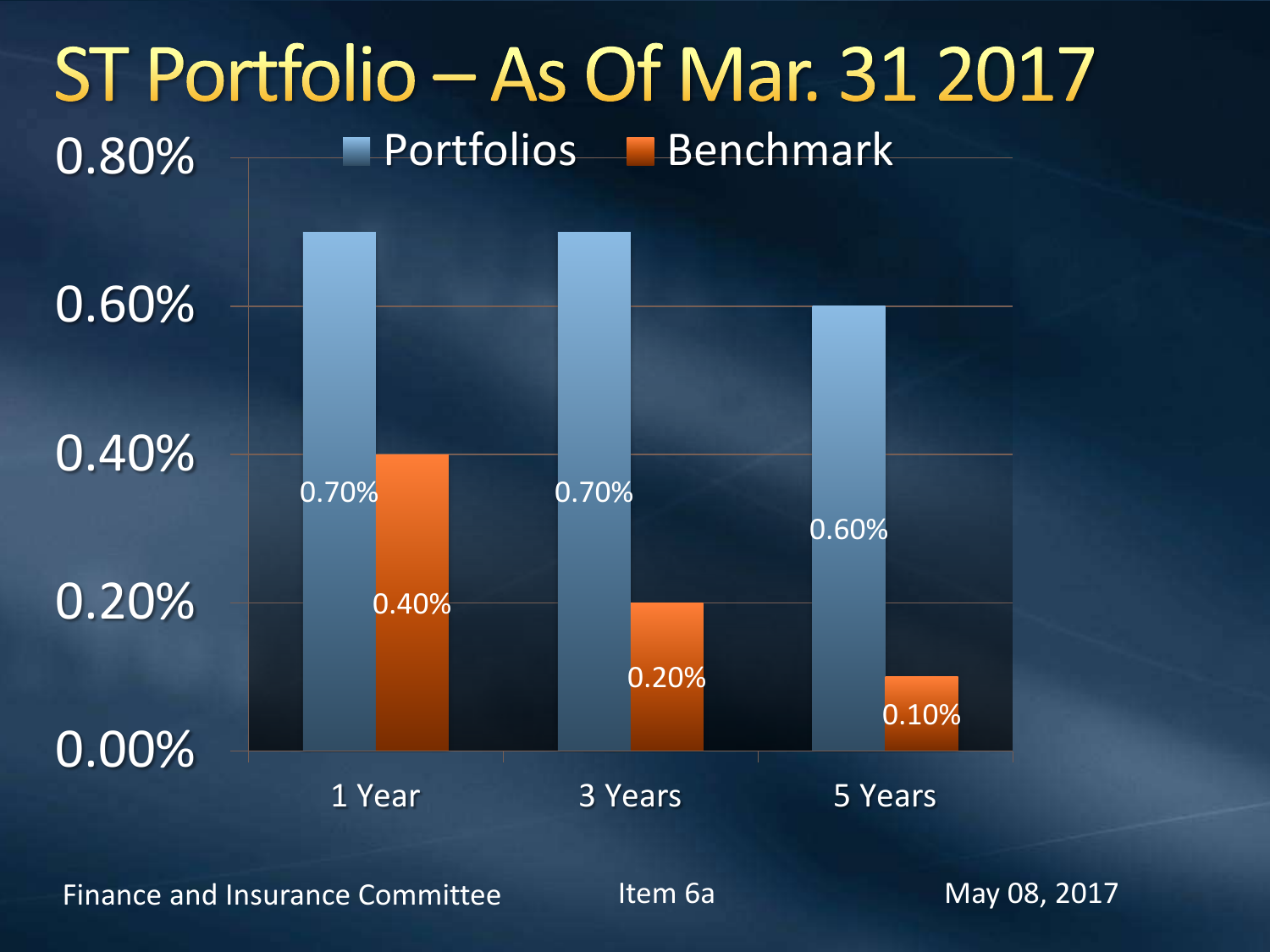# ST Portfolio – As Of Mar. 31 2017

| | Portfolios | Benchmark |
|---|---|---|
| 1 Year | 0.70% | 0.40% |
| 3 Years | 0.70% | 0.20% |
| 5 Years | 0.60% | 0.10% |

Finance and Insurance Committee    Item 6a    May 08, 2017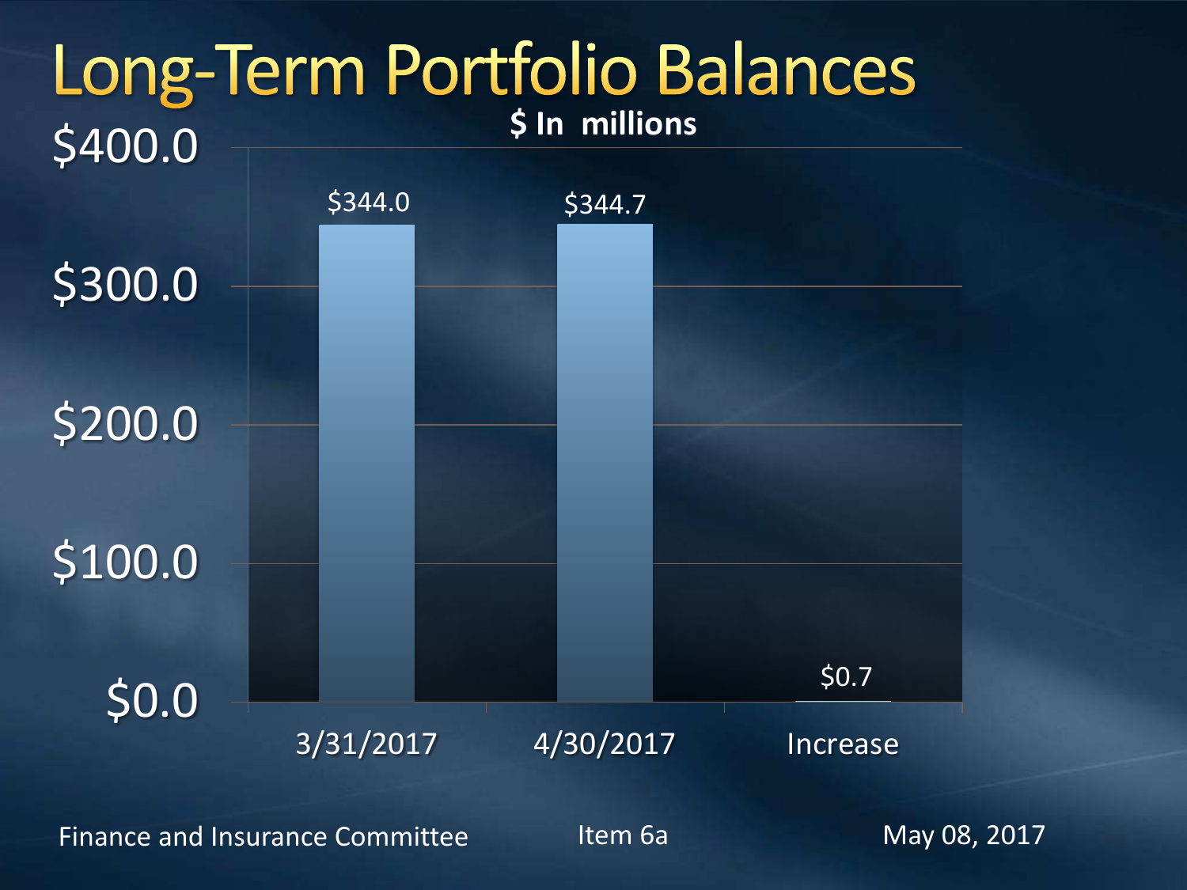# Long-Term Portfolio Balances

**$ In millions**

| | 3/31/2017 | 4/30/2017 | Increase |
|---|---|---|---|
| Balance | $344.0 | $344.7 | $0.7 |

Finance and Insurance Committee    Item 6a    May 08, 2017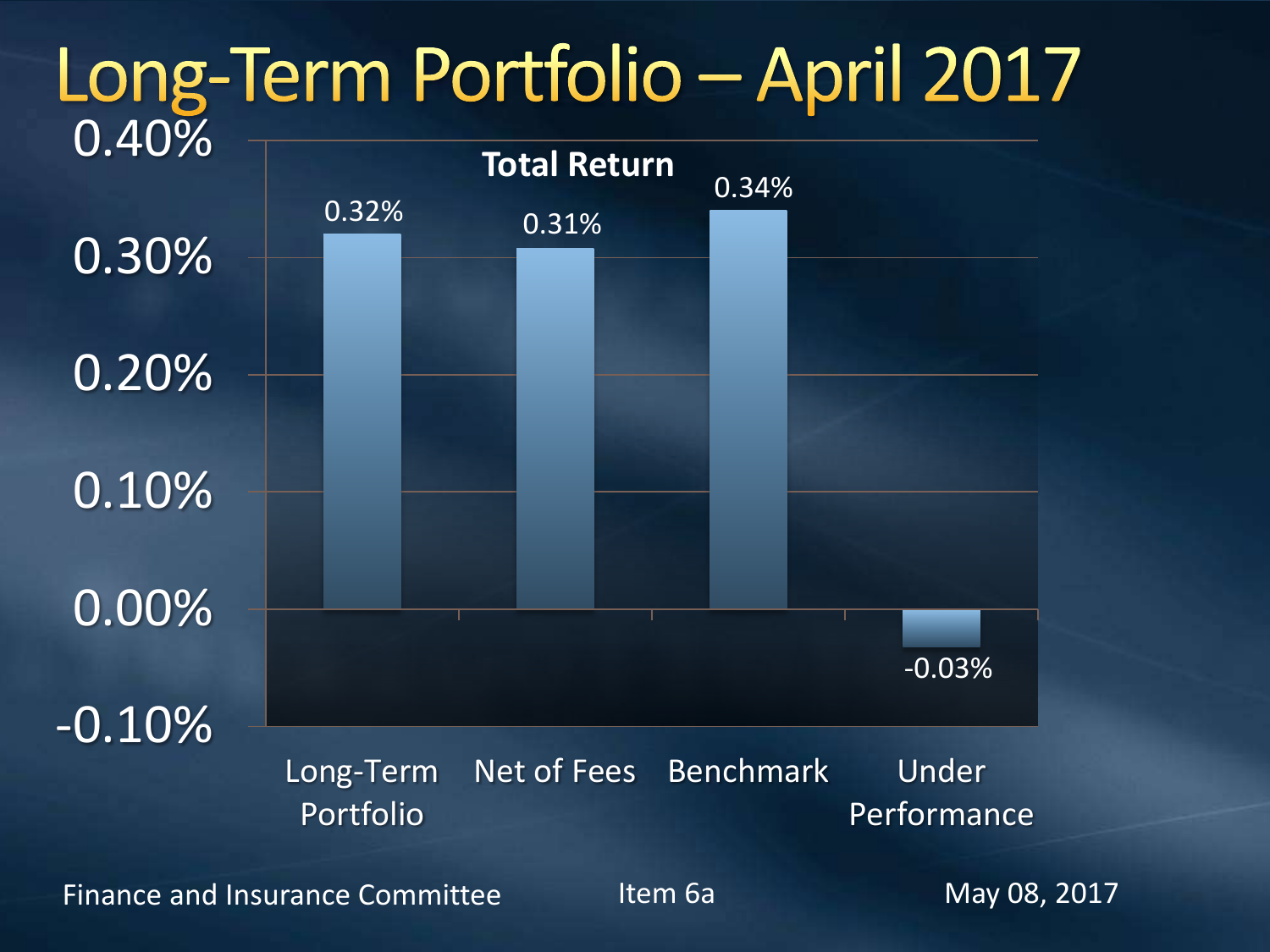# Long-Term Portfolio – April 2017

**Total Return**

| | Total Return |
|---|---|
| Long-Term Portfolio | 0.32% |
| Net of Fees | 0.31% |
| Benchmark | 0.34% |
| Under Performance | -0.03% |

Finance and Insurance Committee | Item 6a | May 08, 2017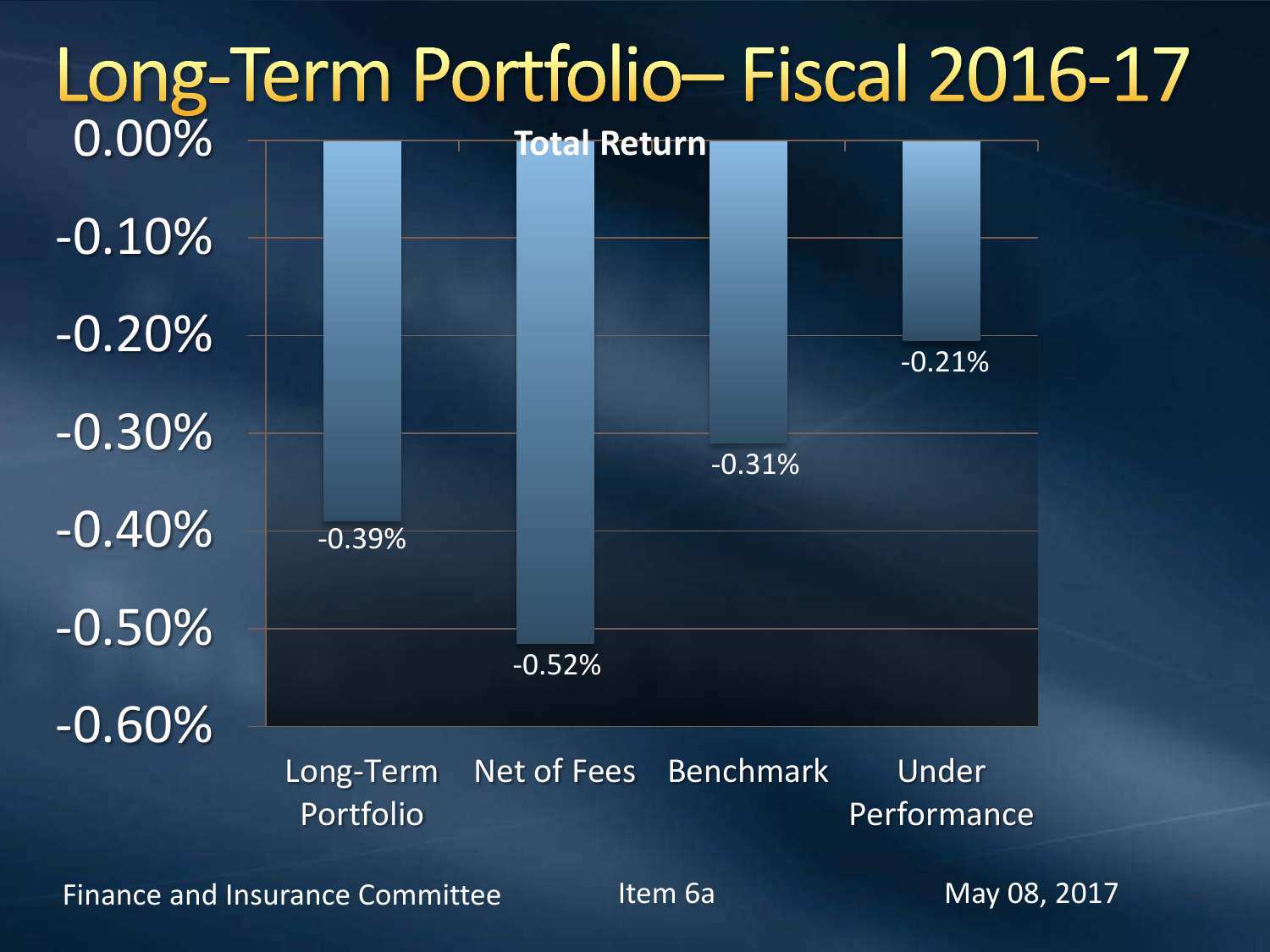# Long-Term Portfolio– Fiscal 2016-17

**Total Return**

| | Total Return |
|---|---|
| Long-Term Portfolio | -0.39% |
| Net of Fees | -0.52% |
| Benchmark | -0.31% |
| Under Performance | -0.21% |

Finance and Insurance Committee | Item 6a | May 08, 2017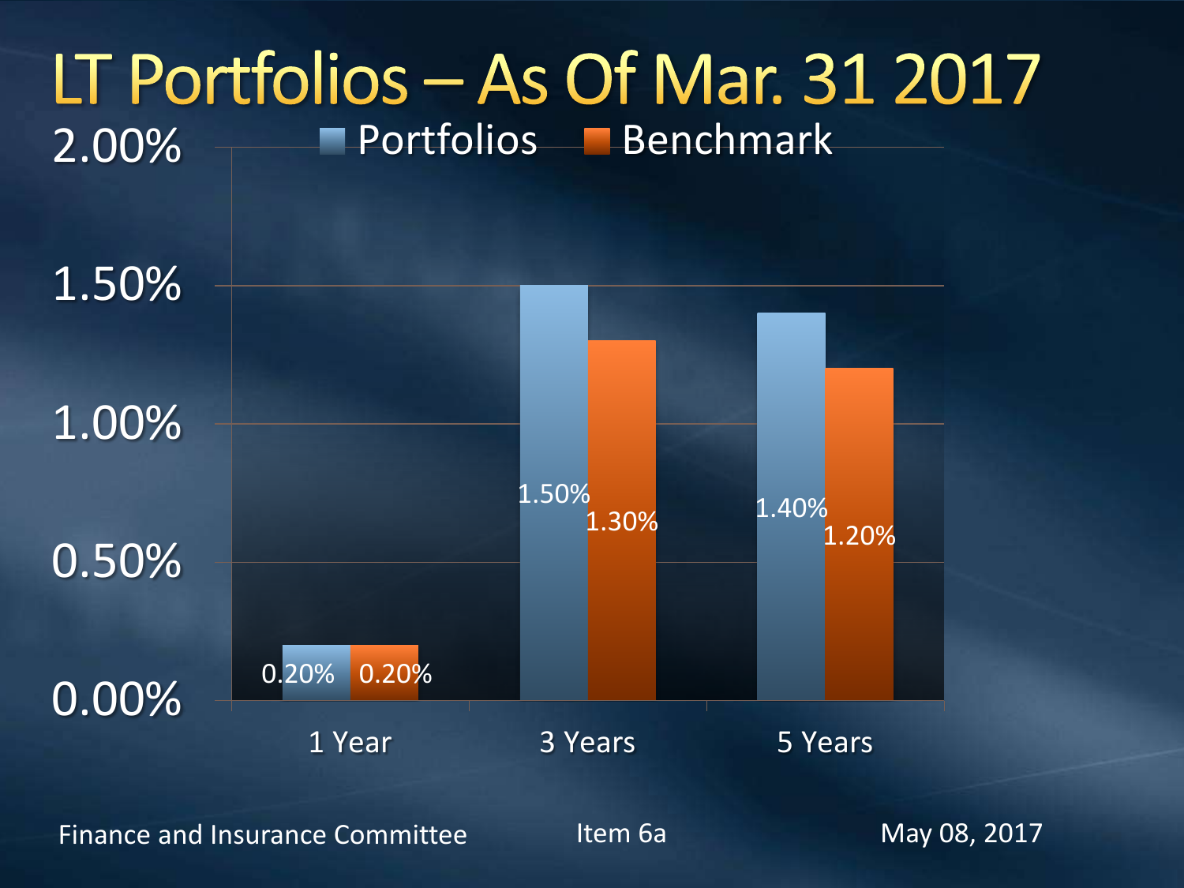# LT Portfolios – As Of Mar. 31 2017

| | Portfolios | Benchmark |
|---|---|---|
| 1 Year | 0.20% | 0.20% |
| 3 Years | 1.50% | 1.30% |
| 5 Years | 1.40% | 1.20% |

Finance and Insurance Committee Item 6a May 08, 2017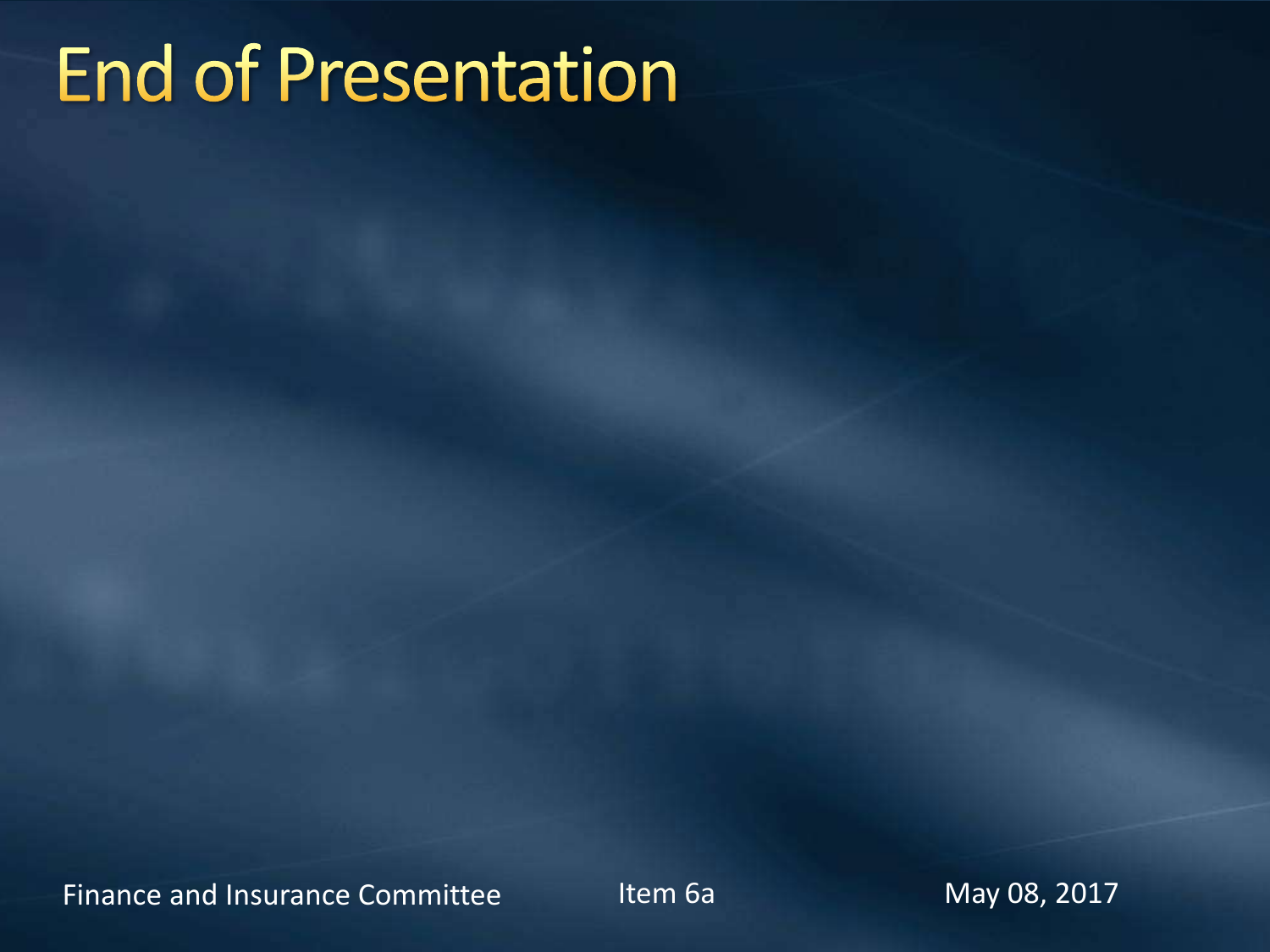# End of Presentation